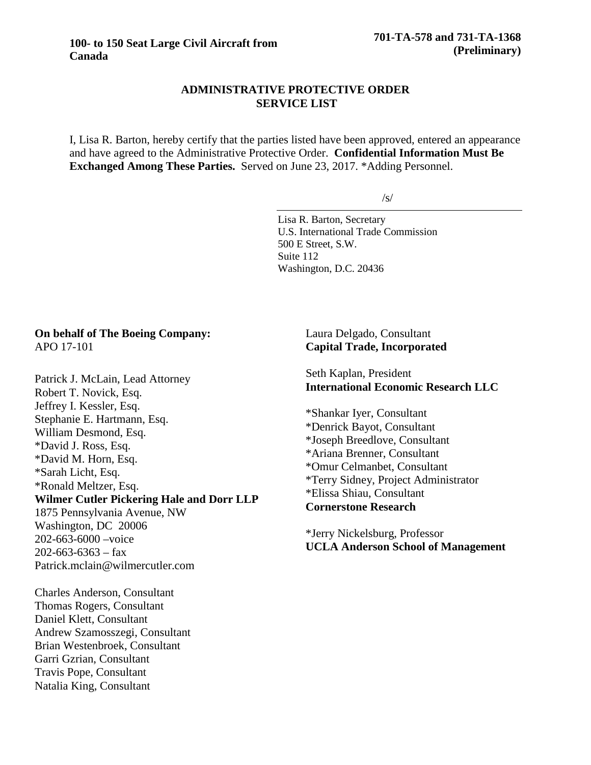**100- to 150 Seat Large Civil Aircraft from Canada**

**701-TA-578 and 731-TA-1368 (Preliminary)**

## ADMINISTRATIVE PROTECTIVE ORDER SERVICE LIST

I, Lisa R. Barton, hereby certify that the parties listed have been approved, entered an appearance and have agreed to the Administrative Protective Order. **Confidential Information Must Be Exchanged Among These Parties.** Served on June 23, 2017. *Adding Personnel.

/s/

Lisa R. Barton, Secretary
U.S. International Trade Commission
500 E Street, S.W.
Suite 112
Washington, D.C. 20436

**On behalf of The Boeing Company:**
APO 17-101

Patrick J. McLain, Lead Attorney
Robert T. Novick, Esq.
Jeffrey I. Kessler, Esq.
Stephanie E. Hartmann, Esq.
William Desmond, Esq.
*David J. Ross, Esq.
*David M. Horn, Esq.
*Sarah Licht, Esq.
*Ronald Meltzer, Esq.
**Wilmer Cutler Pickering Hale and Dorr LLP**
1875 Pennsylvania Avenue, NW
Washington, DC 20006
202-663-6000 –voice
202-663-6363 – fax
Patrick.mclain@wilmercutler.com

Charles Anderson, Consultant
Thomas Rogers, Consultant
Daniel Klett, Consultant
Andrew Szamosszegi, Consultant
Brian Westenbroek, Consultant
Garri Gzrian, Consultant
Travis Pope, Consultant
Natalia King, Consultant
Laura Delgado, Consultant
**Capital Trade, Incorporated**

Seth Kaplan, President
**International Economic Research LLC**

*Shankar Iyer, Consultant
*Denrick Bayot, Consultant
*Joseph Breedlove, Consultant
*Ariana Brenner, Consultant
*Omur Celmanbet, Consultant
*Terry Sidney, Project Administrator
*Elissa Shiau, Consultant
**Cornerstone Research**

*Jerry Nickelsburg, Professor
**UCLA Anderson School of Management**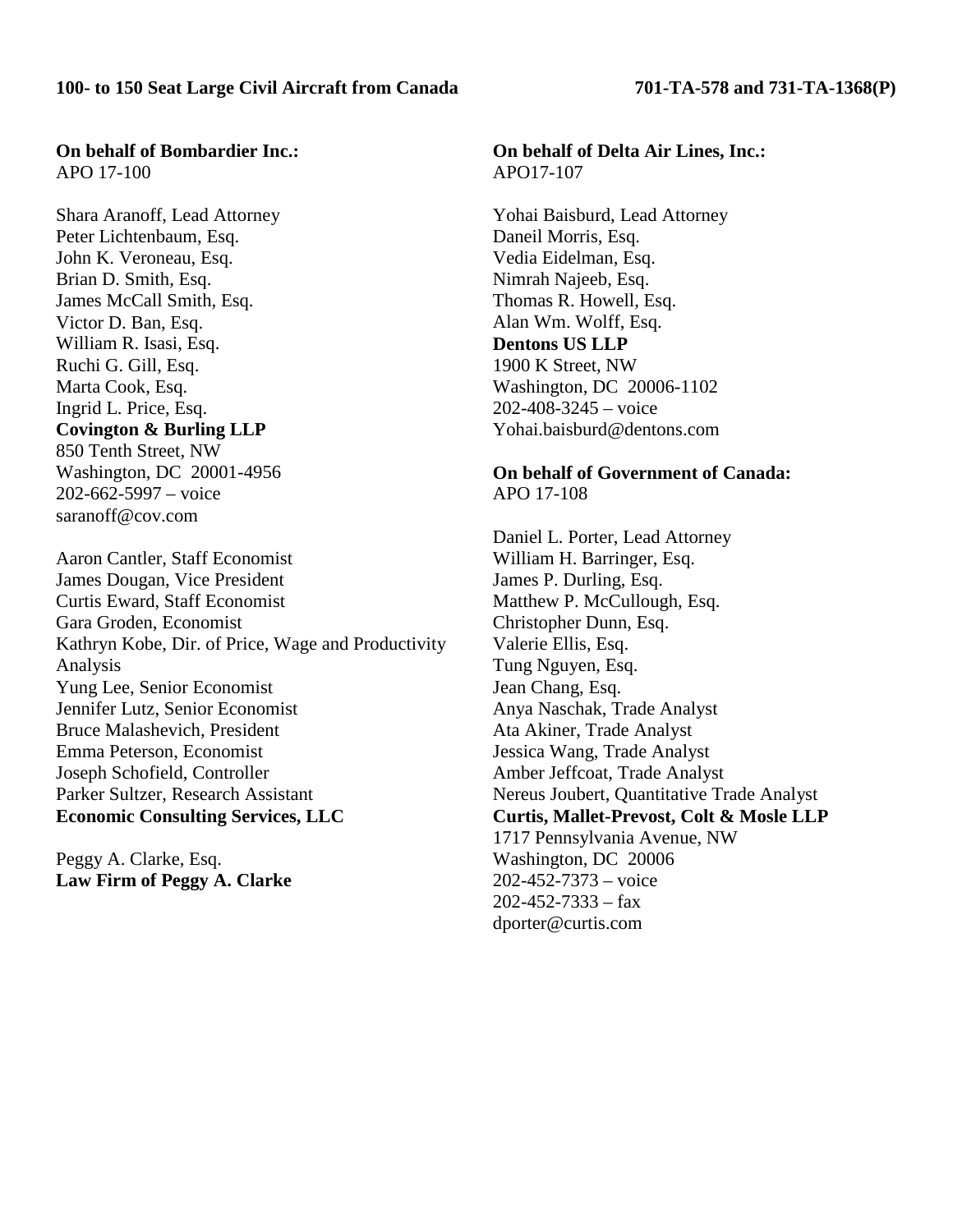**On behalf of Bombardier Inc.:**
APO 17-100

Shara Aranoff, Lead Attorney
Peter Lichtenbaum, Esq.
John K. Veroneau, Esq.
Brian D. Smith, Esq.
James McCall Smith, Esq.
Victor D. Ban, Esq.
William R. Isasi, Esq.
Ruchi G. Gill, Esq.
Marta Cook, Esq.
Ingrid L. Price, Esq.
**Covington & Burling LLP**
850 Tenth Street, NW
Washington, DC 20001-4956
202-662-5997 – voice
saranoff@cov.com

Aaron Cantler, Staff Economist
James Dougan, Vice President
Curtis Eward, Staff Economist
Gara Groden, Economist
Kathryn Kobe, Dir. of Price, Wage and Productivity Analysis
Yung Lee, Senior Economist
Jennifer Lutz, Senior Economist
Bruce Malashevich, President
Emma Peterson, Economist
Joseph Schofield, Controller
Parker Sultzer, Research Assistant
**Economic Consulting Services, LLC**

Peggy A. Clarke, Esq.
**Law Firm of Peggy A. Clarke**

**On behalf of Delta Air Lines, Inc.:**
APO17-107

Yohai Baisburd, Lead Attorney
Daneil Morris, Esq.
Vedia Eidelman, Esq.
Nimrah Najeeb, Esq.
Thomas R. Howell, Esq.
Alan Wm. Wolff, Esq.
**Dentons US LLP**
1900 K Street, NW
Washington, DC 20006-1102
202-408-3245 – voice
Yohai.baisburd@dentons.com

**On behalf of Government of Canada:**
APO 17-108

Daniel L. Porter, Lead Attorney
William H. Barringer, Esq.
James P. Durling, Esq.
Matthew P. McCullough, Esq.
Christopher Dunn, Esq.
Valerie Ellis, Esq.
Tung Nguyen, Esq.
Jean Chang, Esq.
Anya Naschak, Trade Analyst
Ata Akiner, Trade Analyst
Jessica Wang, Trade Analyst
Amber Jeffcoat, Trade Analyst
Nereus Joubert, Quantitative Trade Analyst
**Curtis, Mallet-Prevost, Colt & Mosle LLP**
1717 Pennsylvania Avenue, NW
Washington, DC 20006
202-452-7373 – voice
202-452-7333 – fax
dporter@curtis.com